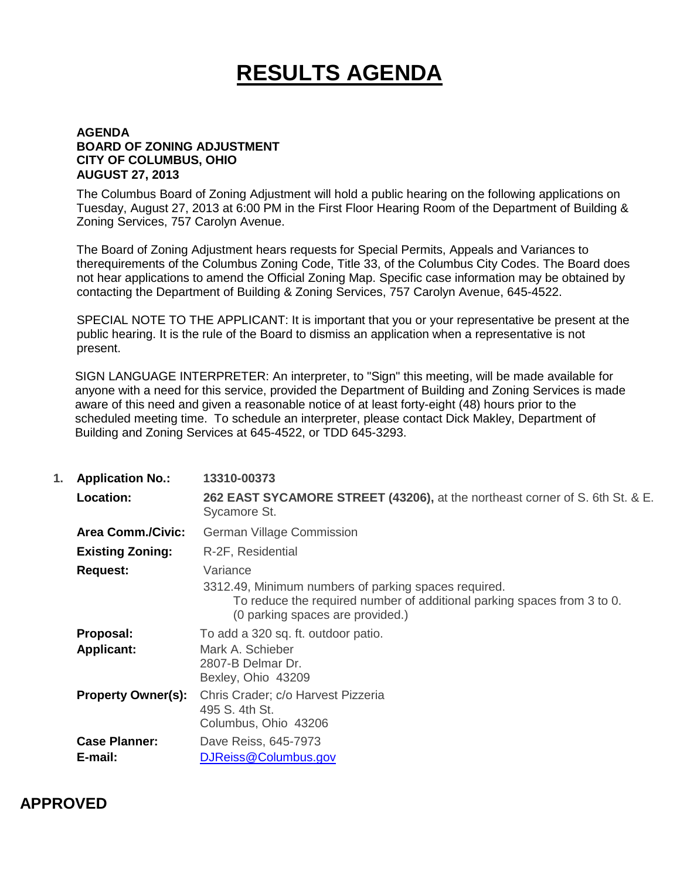# RESULTS AGENDA

**AGENDA**
**BOARD OF ZONING ADJUSTMENT**
**CITY OF COLUMBUS, OHIO**
**AUGUST 27, 2013**

The Columbus Board of Zoning Adjustment will hold a public hearing on the following applications on Tuesday, August 27, 2013 at 6:00 PM in the First Floor Hearing Room of the Department of Building & Zoning Services, 757 Carolyn Avenue.

The Board of Zoning Adjustment hears requests for Special Permits, Appeals and Variances to therequirements of the Columbus Zoning Code, Title 33, of the Columbus City Codes. The Board does not hear applications to amend the Official Zoning Map. Specific case information may be obtained by contacting the Department of Building & Zoning Services, 757 Carolyn Avenue, 645-4522.

SPECIAL NOTE TO THE APPLICANT: It is important that you or your representative be present at the public hearing. It is the rule of the Board to dismiss an application when a representative is not present.

SIGN LANGUAGE INTERPRETER: An interpreter, to "Sign" this meeting, will be made available for anyone with a need for this service, provided the Department of Building and Zoning Services is made aware of this need and given a reasonable notice of at least forty-eight (48) hours prior to the scheduled meeting time. To schedule an interpreter, please contact Dick Makley, Department of Building and Zoning Services at 645-4522, or TDD 645-3293.

1. **Application No.:** **13310-00373**

   **Location:** **262 EAST SYCAMORE STREET (43206),** at the northeast corner of S. 6th St. & E. Sycamore St.

   **Area Comm./Civic:** German Village Commission

   **Existing Zoning:** R-2F, Residential

   **Request:** Variance
   3312.49, Minimum numbers of parking spaces required.
   To reduce the required number of additional parking spaces from 3 to 0. (0 parking spaces are provided.)

   **Proposal:** To add a 320 sq. ft. outdoor patio.

   **Applicant:** Mark A. Schieber
   2807-B Delmar Dr.
   Bexley, Ohio 43209

   **Property Owner(s):** Chris Crader; c/o Harvest Pizzeria
   495 S. 4th St.
   Columbus, Ohio 43206

   **Case Planner:** Dave Reiss, 645-7973

   **E-mail:** DJReiss@Columbus.gov

## APPROVED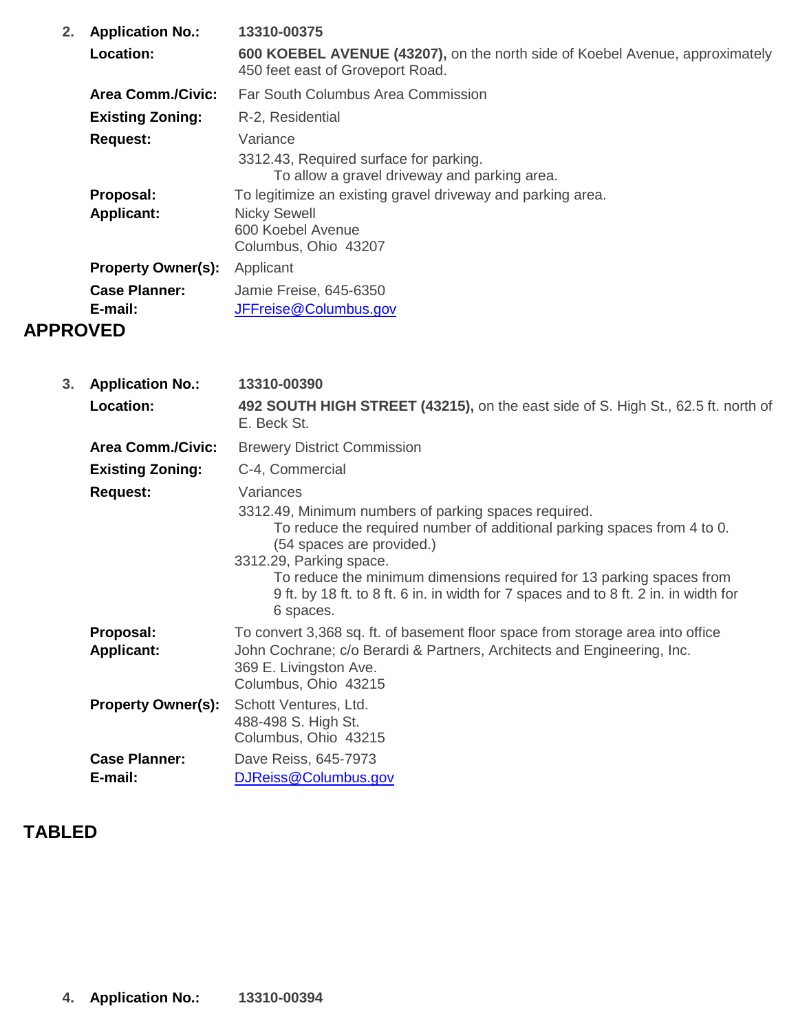2. **Application No.:** **13310-00375**

   **Location:** **600 KOEBEL AVENUE (43207),** on the north side of Koebel Avenue, approximately 450 feet east of Groveport Road.

   **Area Comm./Civic:** Far South Columbus Area Commission

   **Existing Zoning:** R-2, Residential

   **Request:** Variance

   3312.43, Required surface for parking.
   To allow a gravel driveway and parking area.

   **Proposal:** To legitimize an existing gravel driveway and parking area.

   **Applicant:** Nicky Sewell
   600 Koebel Avenue
   Columbus, Ohio 43207

   **Property Owner(s):** Applicant

   **Case Planner:** Jamie Freise, 645-6350

   **E-mail:** JFFreise@Columbus.gov

**APPROVED**

3. **Application No.:** **13310-00390**

   **Location:** **492 SOUTH HIGH STREET (43215),** on the east side of S. High St., 62.5 ft. north of E. Beck St.

   **Area Comm./Civic:** Brewery District Commission

   **Existing Zoning:** C-4, Commercial

   **Request:** Variances

   3312.49, Minimum numbers of parking spaces required.
   To reduce the required number of additional parking spaces from 4 to 0. (54 spaces are provided.)

   3312.29, Parking space.
   To reduce the minimum dimensions required for 13 parking spaces from 9 ft. by 18 ft. to 8 ft. 6 in. in width for 7 spaces and to 8 ft. 2 in. in width for 6 spaces.

   **Proposal:** To convert 3,368 sq. ft. of basement floor space from storage area into office

   **Applicant:** John Cochrane; c/o Berardi & Partners, Architects and Engineering, Inc.
   369 E. Livingston Ave.
   Columbus, Ohio 43215

   **Property Owner(s):** Schott Ventures, Ltd.
   488-498 S. High St.
   Columbus, Ohio 43215

   **Case Planner:** Dave Reiss, 645-7973

   **E-mail:** DJReiss@Columbus.gov

**TABLED**

4. **Application No.:** **13310-00394**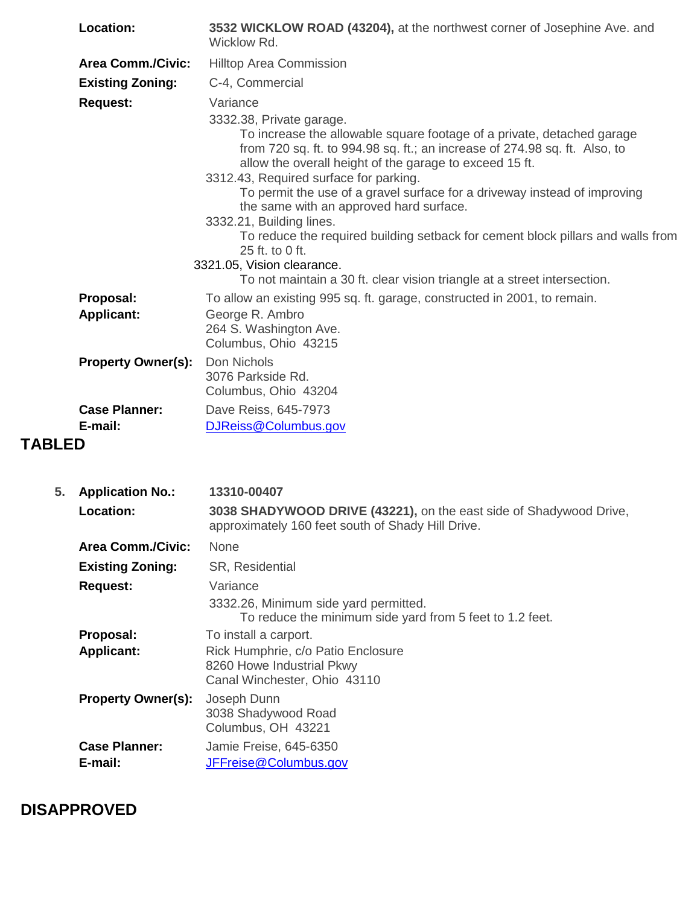**Location:** **3532 WICKLOW ROAD (43204),** at the northwest corner of Josephine Ave. and Wicklow Rd.

**Area Comm./Civic:** Hilltop Area Commission

**Existing Zoning:** C-4, Commercial

**Request:** Variance

3332.38, Private garage.
To increase the allowable square footage of a private, detached garage from 720 sq. ft. to 994.98 sq. ft.; an increase of 274.98 sq. ft. Also, to allow the overall height of the garage to exceed 15 ft.

3312.43, Required surface for parking.
To permit the use of a gravel surface for a driveway instead of improving the same with an approved hard surface.

3332.21, Building lines.
To reduce the required building setback for cement block pillars and walls from 25 ft. to 0 ft.

3321.05, Vision clearance.
To not maintain a 30 ft. clear vision triangle at a street intersection.

**Proposal:** To allow an existing 995 sq. ft. garage, constructed in 2001, to remain.

**Applicant:** George R. Ambro
264 S. Washington Ave.
Columbus, Ohio 43215

**Property Owner(s):** Don Nichols
3076 Parkside Rd.
Columbus, Ohio 43204

**Case Planner:** Dave Reiss, 645-7973

**E-mail:** DJReiss@Columbus.gov

## TABLED

5. **Application No.:** **13310-00407**

**Location:** **3038 SHADYWOOD DRIVE (43221),** on the east side of Shadywood Drive, approximately 160 feet south of Shady Hill Drive.

**Area Comm./Civic:** None

**Existing Zoning:** SR, Residential

**Request:** Variance

3332.26, Minimum side yard permitted.
To reduce the minimum side yard from 5 feet to 1.2 feet.

**Proposal:** To install a carport.

**Applicant:** Rick Humphrie, c/o Patio Enclosure
8260 Howe Industrial Pkwy
Canal Winchester, Ohio 43110

**Property Owner(s):** Joseph Dunn
3038 Shadywood Road
Columbus, OH 43221

**Case Planner:** Jamie Freise, 645-6350

**E-mail:** JFFreise@Columbus.gov

## DISAPPROVED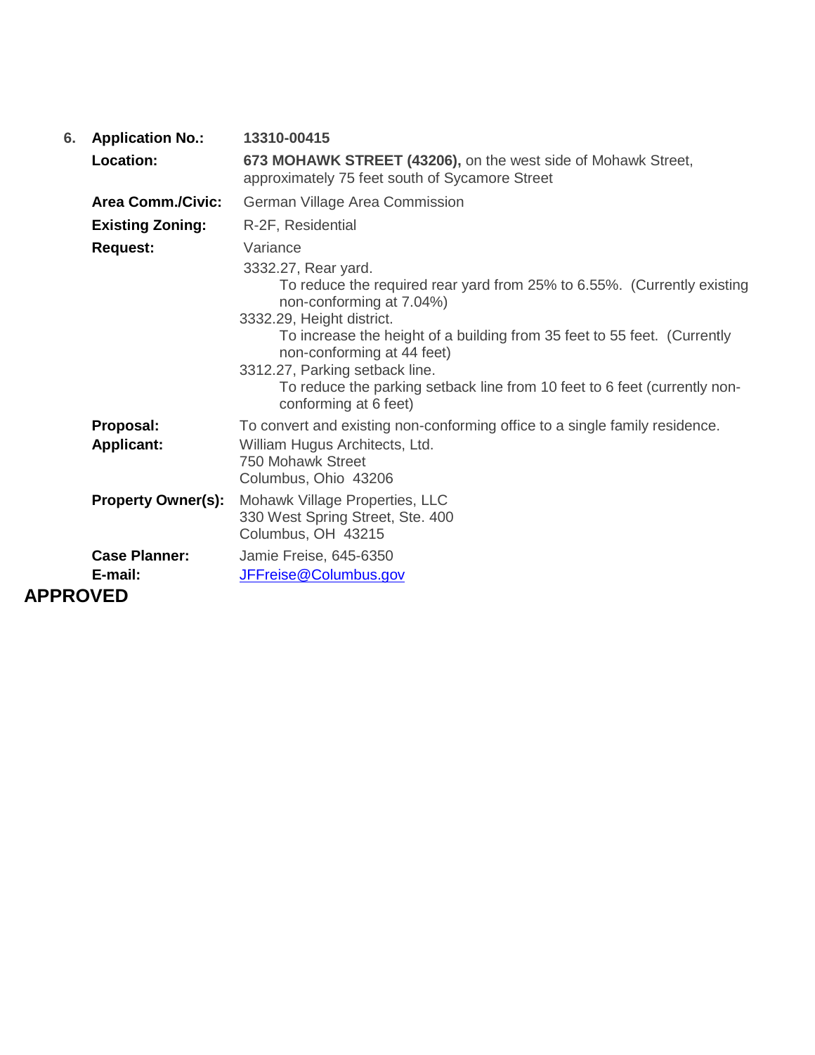6. **Application No.:** **13310-00415**

**Location:** **673 MOHAWK STREET (43206),** on the west side of Mohawk Street, approximately 75 feet south of Sycamore Street

**Area Comm./Civic:** German Village Area Commission

**Existing Zoning:** R-2F, Residential

**Request:** Variance

3332.27, Rear yard.
To reduce the required rear yard from 25% to 6.55%. (Currently existing non-conforming at 7.04%)

3332.29, Height district.
To increase the height of a building from 35 feet to 55 feet. (Currently non-conforming at 44 feet)

3312.27, Parking setback line.
To reduce the parking setback line from 10 feet to 6 feet (currently non-conforming at 6 feet)

**Proposal:** To convert and existing non-conforming office to a single family residence.

**Applicant:** William Hugus Architects, Ltd.
750 Mohawk Street
Columbus, Ohio 43206

**Property Owner(s):** Mohawk Village Properties, LLC
330 West Spring Street, Ste. 400
Columbus, OH 43215

**Case Planner:** Jamie Freise, 645-6350

**E-mail:** JFFreise@Columbus.gov

**APPROVED**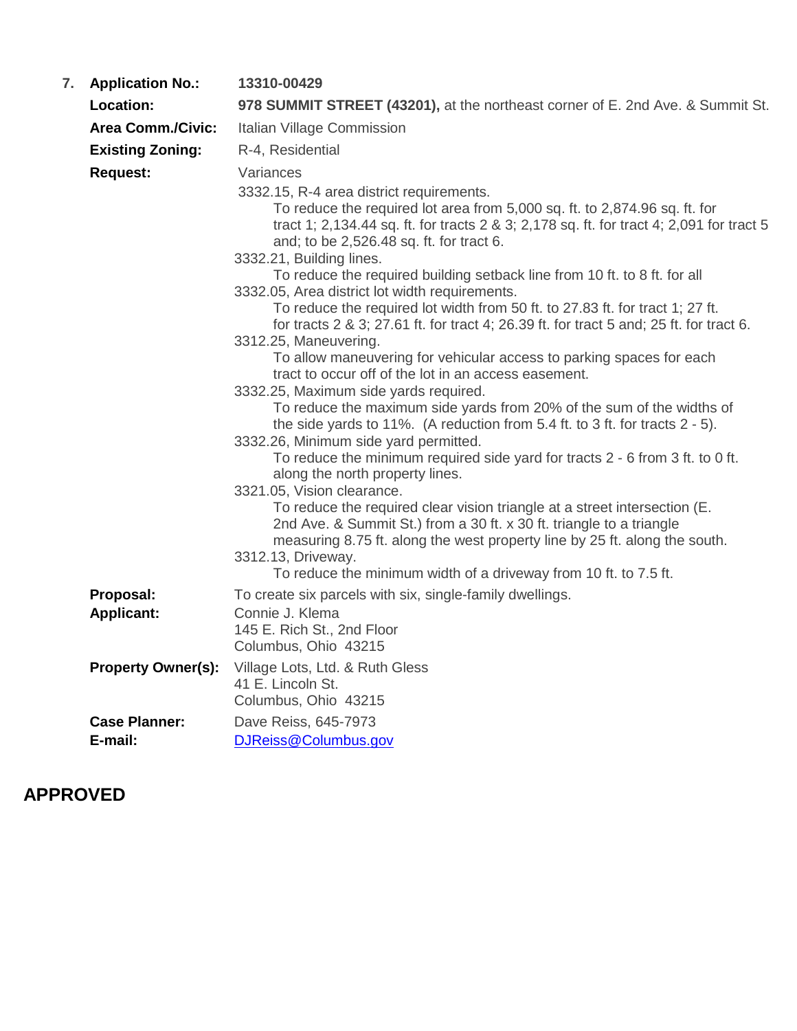7. **Application No.:** **13310-00429**

**Location:** **978 SUMMIT STREET (43201),** at the northeast corner of E. 2nd Ave. & Summit St.

**Area Comm./Civic:** Italian Village Commission

**Existing Zoning:** R-4, Residential

**Request:** Variances

3332.15, R-4 area district requirements.
To reduce the required lot area from 5,000 sq. ft. to 2,874.96 sq. ft. for tract 1; 2,134.44 sq. ft. for tracts 2 & 3; 2,178 sq. ft. for tract 4; 2,091 for tract 5 and; to be 2,526.48 sq. ft. for tract 6.

3332.21, Building lines.
To reduce the required building setback line from 10 ft. to 8 ft. for all

3332.05, Area district lot width requirements.
To reduce the required lot width from 50 ft. to 27.83 ft. for tract 1; 27 ft. for tracts 2 & 3; 27.61 ft. for tract 4; 26.39 ft. for tract 5 and; 25 ft. for tract 6.

3312.25, Maneuvering.
To allow maneuvering for vehicular access to parking spaces for each tract to occur off of the lot in an access easement.

3332.25, Maximum side yards required.
To reduce the maximum side yards from 20% of the sum of the widths of the side yards to 11%. (A reduction from 5.4 ft. to 3 ft. for tracts 2 - 5).

3332.26, Minimum side yard permitted.
To reduce the minimum required side yard for tracts 2 - 6 from 3 ft. to 0 ft. along the north property lines.

3321.05, Vision clearance.
To reduce the required clear vision triangle at a street intersection (E. 2nd Ave. & Summit St.) from a 30 ft. x 30 ft. triangle to a triangle measuring 8.75 ft. along the west property line by 25 ft. along the south.

3312.13, Driveway.
To reduce the minimum width of a driveway from 10 ft. to 7.5 ft.

**Proposal:** To create six parcels with six, single-family dwellings.

**Applicant:** Connie J. Klema
145 E. Rich St., 2nd Floor
Columbus, Ohio 43215

**Property Owner(s):** Village Lots, Ltd. & Ruth Gless
41 E. Lincoln St.
Columbus, Ohio 43215

**Case Planner:** Dave Reiss, 645-7973

**E-mail:** DJReiss@Columbus.gov

## APPROVED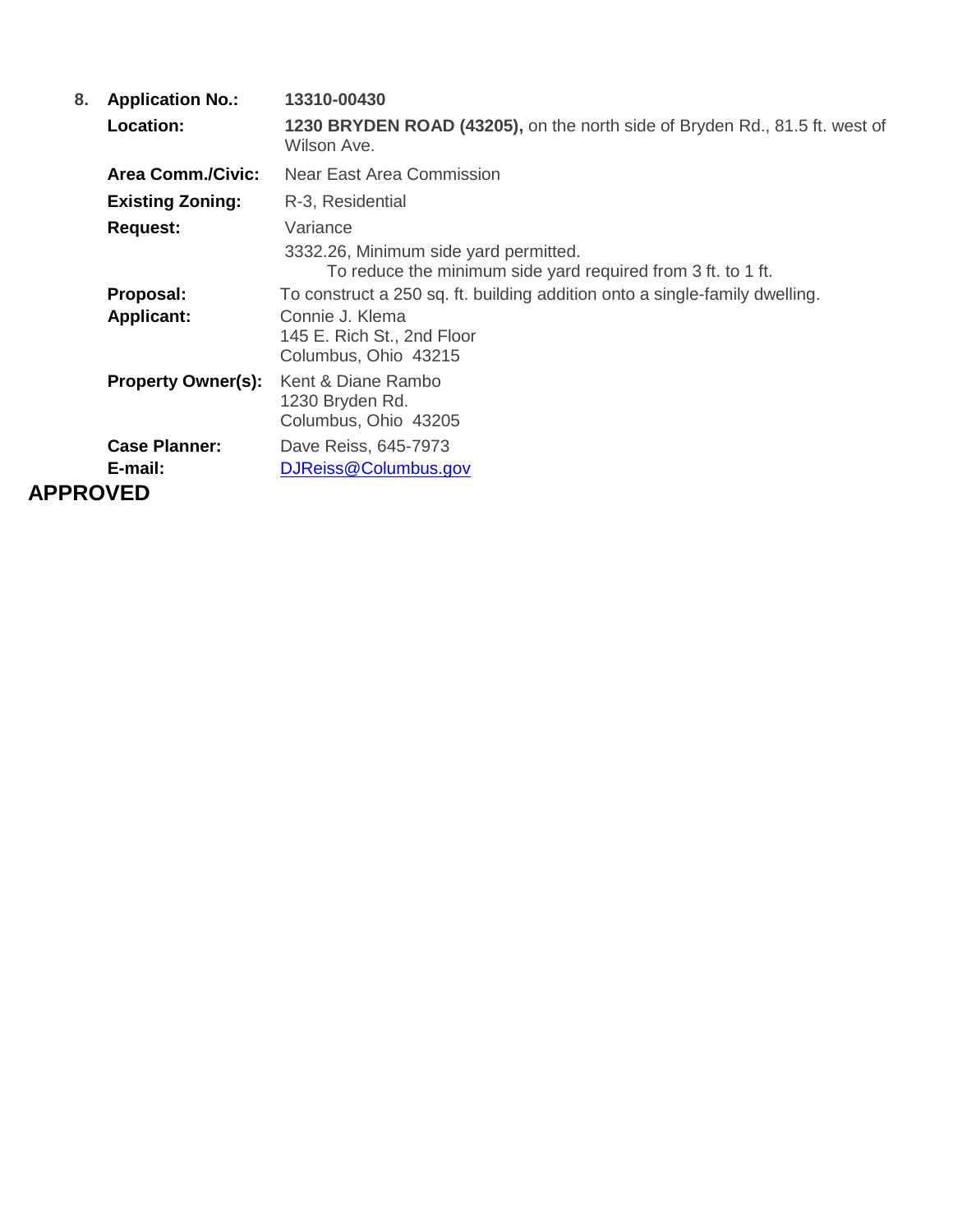8. **Application No.:** **13310-00430**

**Location:** **1230 BRYDEN ROAD (43205),** on the north side of Bryden Rd., 81.5 ft. west of Wilson Ave.

**Area Comm./Civic:** Near East Area Commission

**Existing Zoning:** R-3, Residential

**Request:** Variance

3332.26, Minimum side yard permitted.
To reduce the minimum side yard required from 3 ft. to 1 ft.

**Proposal:** To construct a 250 sq. ft. building addition onto a single-family dwelling.

**Applicant:** Connie J. Klema
145 E. Rich St., 2nd Floor
Columbus, Ohio 43215

**Property Owner(s):** Kent & Diane Rambo
1230 Bryden Rd.
Columbus, Ohio 43205

**Case Planner:** Dave Reiss, 645-7973

**E-mail:** DJReiss@Columbus.gov

**APPROVED**